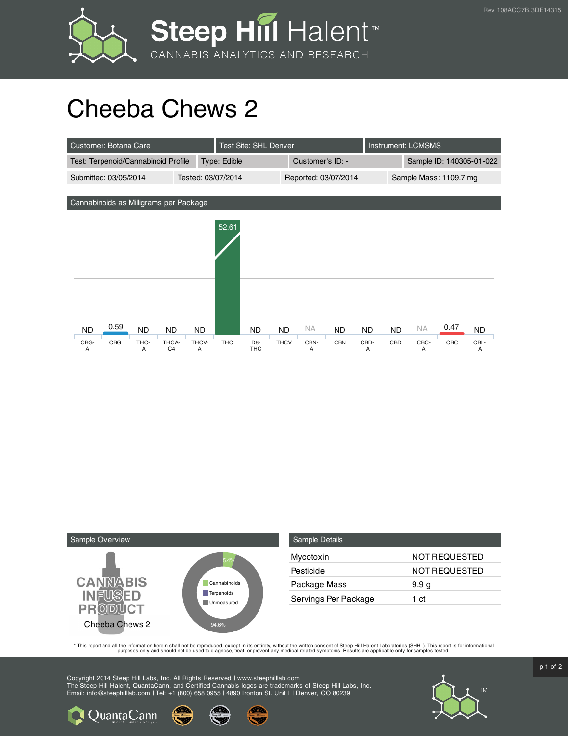Rev 108ACC7B.3DE14315

# Cheeba Chews 2

| Customer: Botana Care | Test Site: SHL Denver | Instrument: LCMSMS | |
|---|---|---|---|
| Test: Terpenoid/Cannabinoid Profile | Type: Edible | Customer's ID: - | Sample ID: 140305-01-022 |
| Submitted: 03/05/2014 | Tested: 03/07/2014 | Reported: 03/07/2014 | Sample Mass: 1109.7 mg |

## Cannabinoids as Milligrams per Package

| CBG-A | CBG | THC-A | THCA-C4 | THCV-A | THC | D8-THC | THCV | CBN-A | CBN | CBD-A | CBD | CBC-A | CBC | CBL-A |
|---|---|---|---|---|---|---|---|---|---|---|---|---|---|---|
| ND | 0.59 | ND | ND | ND | 52.61 | ND | ND | NA | ND | ND | ND | NA | 0.47 | ND |

## Sample Overview

CANNABIS INFUSED PRODUCT

Cheeba Chews 2

- Cannabinoids: 5.4%
- Terpenoids
- Unmeasured: 94.6%

## Sample Details

| | |
|---|---|
| Mycotoxin | NOT REQUESTED |
| Pesticide | NOT REQUESTED |
| Package Mass | 9.9 g |
| Servings Per Package | 1 ct |

* This report and all the information herein shall not be reproduced, except in its entirety, without the written consent of Steep Hill Halent Laboratories (SHHL). This report is for informational purposes only and should not be used to diagnose, treat, or prevent any medical related symptoms. Results are applicable only for samples tested.

Copyright 2014 Steep Hill Labs, Inc. All Rights Reserved | www.steephilllab.com
The Steep Hill Halent, QuantaCann, and Certified Cannabis logos are trademarks of Steep Hill Labs, Inc.
Email: info@steephilllab.com | Tel: +1 (800) 658 0955 | 4890 Ironton St. Unit I | Denver, CO 80239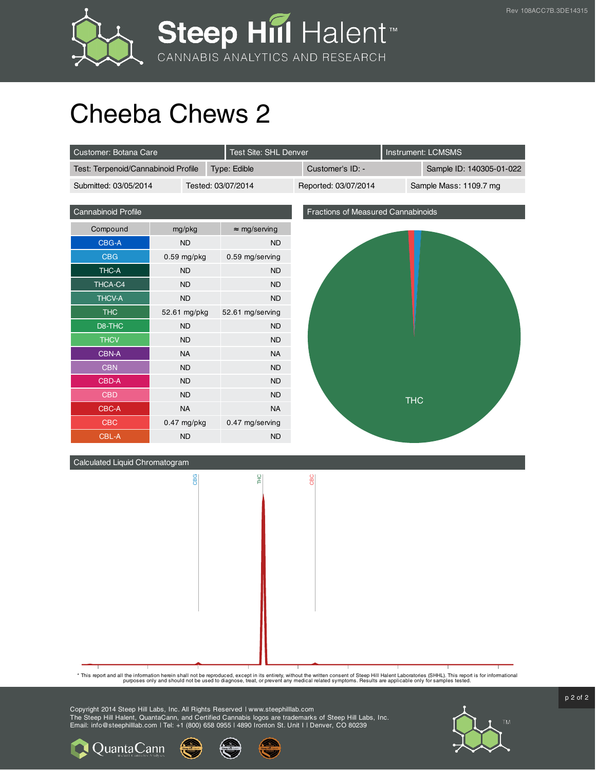Rev 108ACC7B.3DE14315

# Cheeba Chews 2

| | | |
|---|---|---|
| Customer: Botana Care | Test Site: SHL Denver | Instrument: LCMSMS |
| Test: Terpenoid/Cannabinoid Profile | Type: Edible | Customer's ID: - | Sample ID: 140305-01-022 |
| Submitted: 03/05/2014 | Tested: 03/07/2014 | Reported: 03/07/2014 | Sample Mass: 1109.7 mg |

## Cannabinoid Profile

| Compound | mg/pkg | ≈ mg/serving |
|---|---|---|
| CBG-A | ND | ND |
| CBG | 0.59 mg/pkg | 0.59 mg/serving |
| THC-A | ND | ND |
| THCA-C4 | ND | ND |
| THCV-A | ND | ND |
| THC | 52.61 mg/pkg | 52.61 mg/serving |
| D8-THC | ND | ND |
| THCV | ND | ND |
| CBN-A | NA | NA |
| CBN | ND | ND |
| CBD-A | ND | ND |
| CBD | ND | ND |
| CBC-A | NA | NA |
| CBC | 0.47 mg/pkg | 0.47 mg/serving |
| CBL-A | ND | ND |

## Fractions of Measured Cannabinoids

THC

## Calculated Liquid Chromatogram

CBG
THC
CBC

* This report and all the information herein shall not be reproduced, except in its entirety, without the written consent of Steep Hill Halent Laboratories (SHHL). This report is for informational purposes only and should not be used to diagnose, treat, or prevent any medical related symptoms. Results are applicable only for samples tested.

Copyright 2014 Steep Hill Labs, Inc. All Rights Reserved | www.steephilllab.com
The Steep Hill Halent, QuantaCann, and Certified Cannabis logos are trademarks of Steep Hill Labs, Inc.
Email: info@steephilllab.com | Tel: +1 (800) 658 0955 | 4890 Ironton St. Unit I | Denver, CO 80239